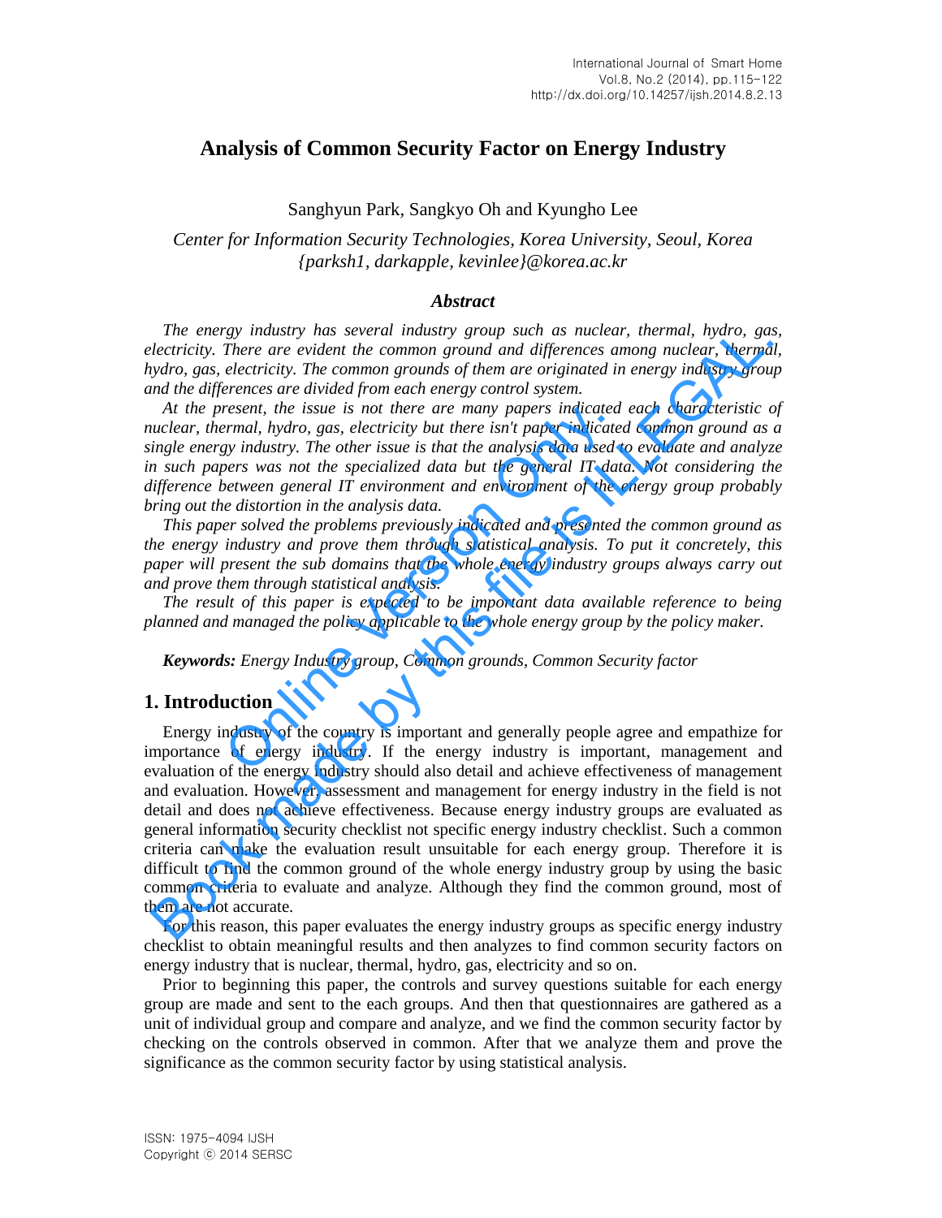# Analysis of Common Security Factor on Energy Industry

Sanghyun Park, Sangkyo Oh and Kyungho Lee

*Center for Information Security Technologies, Korea University, Seoul, Korea*
*{parksh1, darkapple, kevinlee}@korea.ac.kr*

### *Abstract*

*The energy industry has several industry group such as nuclear, thermal, hydro, gas, electricity. There are evident the common ground and differences among nuclear, thermal, hydro, gas, electricity. The common grounds of them are originated in energy industry group and the differences are divided from each energy control system.*

*At the present, the issue is not there are many papers indicated each characteristic of nuclear, thermal, hydro, gas, electricity but there isn't paper indicated common ground as a single energy industry. The other issue is that the analysis data used to evaluate and analyze in such papers was not the specialized data but the general IT data. Not considering the difference between general IT environment and environment of the energy group probably bring out the distortion in the analysis data.*

*This paper solved the problems previously indicated and presented the common ground as the energy industry and prove them through statistical analysis. To put it concretely, this paper will present the sub domains that the whole energy industry groups always carry out and prove them through statistical analysis.*

*The result of this paper is expected to be important data available reference to being planned and managed the policy applicable to the whole energy group by the policy maker.*

***Keywords:*** *Energy Industry group, Common grounds, Common Security factor*

## 1. Introduction

Energy industry of the country is important and generally people agree and empathize for importance of energy industry. If the energy industry is important, management and evaluation of the energy industry should also detail and achieve effectiveness of management and evaluation. However, assessment and management for energy industry in the field is not detail and does not achieve effectiveness. Because energy industry groups are evaluated as general information security checklist not specific energy industry checklist. Such a common criteria can make the evaluation result unsuitable for each energy group. Therefore it is difficult to find the common ground of the whole energy industry group by using the basic common criteria to evaluate and analyze. Although they find the common ground, most of them are not accurate.

For this reason, this paper evaluates the energy industry groups as specific energy industry checklist to obtain meaningful results and then analyzes to find common security factors on energy industry that is nuclear, thermal, hydro, gas, electricity and so on.

Prior to beginning this paper, the controls and survey questions suitable for each energy group are made and sent to the each groups. And then that questionnaires are gathered as a unit of individual group and compare and analyze, and we find the common security factor by checking on the controls observed in common. After that we analyze them and prove the significance as the common security factor by using statistical analysis.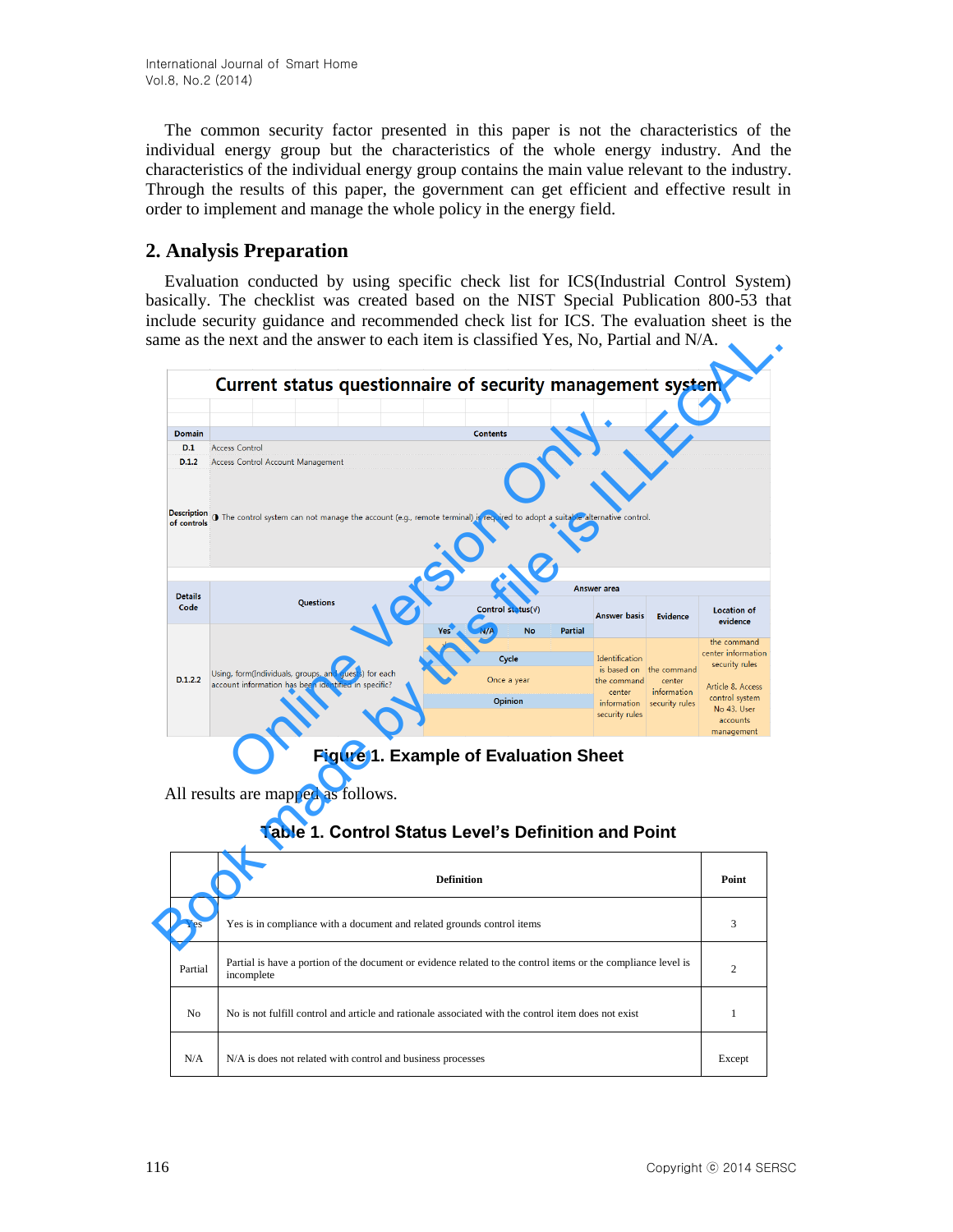The common security factor presented in this paper is not the characteristics of the individual energy group but the characteristics of the whole energy industry. And the characteristics of the individual energy group contains the main value relevant to the industry. Through the results of this paper, the government can get efficient and effective result in order to implement and manage the whole policy in the energy field.

## 2. Analysis Preparation

Evaluation conducted by using specific check list for ICS(Industrial Control System) basically. The checklist was created based on the NIST Special Publication 800-53 that include security guidance and recommended check list for ICS. The evaluation sheet is the same as the next and the answer to each item is classified Yes, No, Partial and N/A.

**Figure 1. Example of Evaluation Sheet**

All results are mapped as follows.

**Table 1. Control Status Level's Definition and Point**

| | Definition | Point |
|---|---|---|
| Yes | Yes is in compliance with a document and related grounds control items | 3 |
| Partial | Partial is have a portion of the document or evidence related to the control items or the compliance level is incomplete | 2 |
| No | No is not fulfill control and article and rationale associated with the control item does not exist | 1 |
| N/A | N/A is does not related with control and business processes | Except |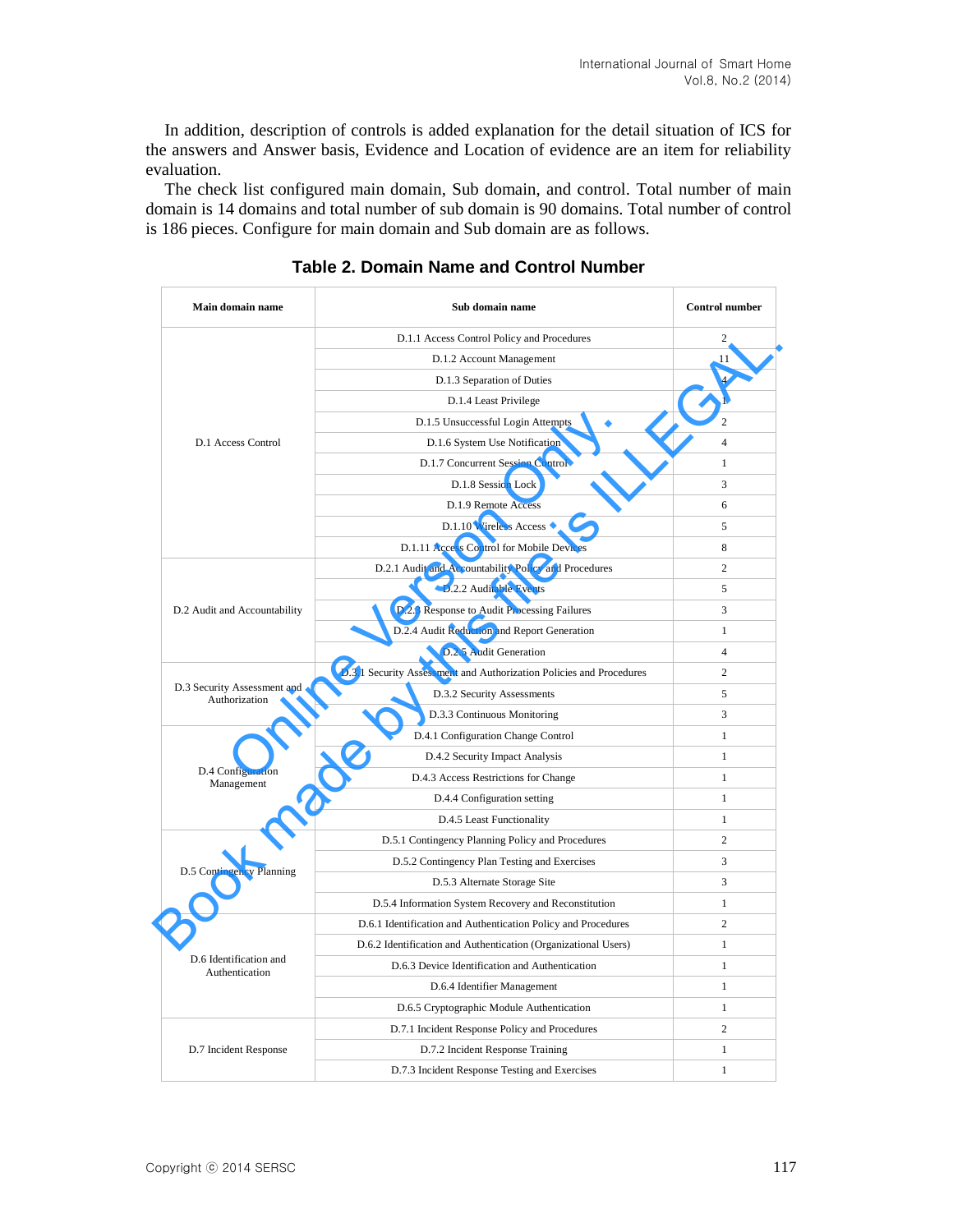In addition, description of controls is added explanation for the detail situation of ICS for the answers and Answer basis, Evidence and Location of evidence are an item for reliability evaluation.

The check list configured main domain, Sub domain, and control. Total number of main domain is 14 domains and total number of sub domain is 90 domains. Total number of control is 186 pieces. Configure for main domain and Sub domain are as follows.

**Table 2. Domain Name and Control Number**

| Main domain name | Sub domain name | Control number |
|---|---|---|
| D.1 Access Control | D.1.1 Access Control Policy and Procedures | 2 |
| | D.1.2 Account Management | 11 |
| | D.1.3 Separation of Duties | 4 |
| | D.1.4 Least Privilege | 1 |
| | D.1.5 Unsuccessful Login Attempts | 2 |
| | D.1.6 System Use Notification | 4 |
| | D.1.7 Concurrent Session Control | 1 |
| | D.1.8 Session Lock | 3 |
| | D.1.9 Remote Access | 6 |
| | D.1.10 Wireless Access | 5 |
| | D.1.11 Access Control for Mobile Devices | 8 |
| D.2 Audit and Accountability | D.2.1 Audit and Accountability Policy and Procedures | 2 |
| | D.2.2 Auditable Events | 5 |
| | D.2.3 Response to Audit Processing Failures | 3 |
| | D.2.4 Audit Reduction and Report Generation | 1 |
| | D.2.5 Audit Generation | 4 |
| D.3 Security Assessment and Authorization | D.3.1 Security Assessment and Authorization Policies and Procedures | 2 |
| | D.3.2 Security Assessments | 5 |
| | D.3.3 Continuous Monitoring | 3 |
| D.4 Configuration Management | D.4.1 Configuration Change Control | 1 |
| | D.4.2 Security Impact Analysis | 1 |
| | D.4.3 Access Restrictions for Change | 1 |
| | D.4.4 Configuration setting | 1 |
| | D.4.5 Least Functionality | 1 |
| D.5 Contingency Planning | D.5.1 Contingency Planning Policy and Procedures | 2 |
| | D.5.2 Contingency Plan Testing and Exercises | 3 |
| | D.5.3 Alternate Storage Site | 3 |
| | D.5.4 Information System Recovery and Reconstitution | 1 |
| D.6 Identification and Authentication | D.6.1 Identification and Authentication Policy and Procedures | 2 |
| | D.6.2 Identification and Authentication (Organizational Users) | 1 |
| | D.6.3 Device Identification and Authentication | 1 |
| | D.6.4 Identifier Management | 1 |
| | D.6.5 Cryptographic Module Authentication | 1 |
| D.7 Incident Response | D.7.1 Incident Response Policy and Procedures | 2 |
| | D.7.2 Incident Response Training | 1 |
| | D.7.3 Incident Response Testing and Exercises | 1 |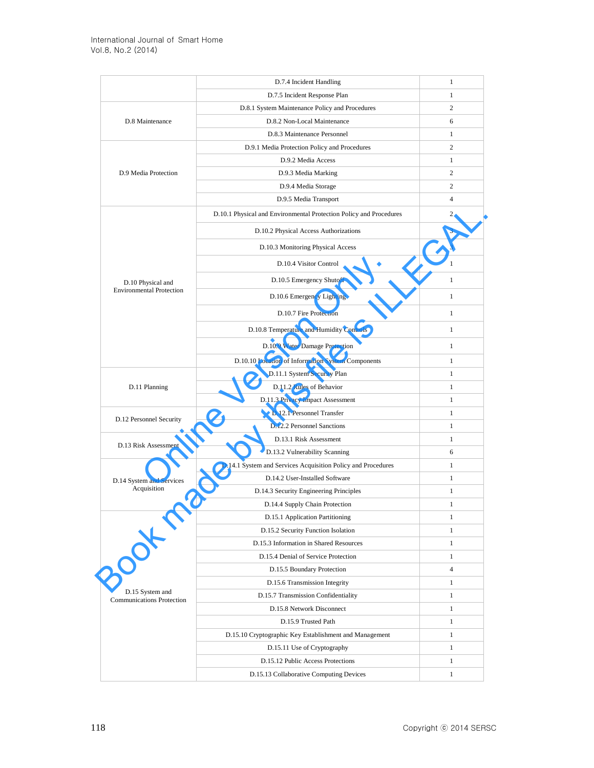| | D.7.4 Incident Handling | 1 |
|---|---|---|
| | D.7.5 Incident Response Plan | 1 |
| D.8 Maintenance | D.8.1 System Maintenance Policy and Procedures | 2 |
| | D.8.2 Non-Local Maintenance | 6 |
| | D.8.3 Maintenance Personnel | 1 |
| D.9 Media Protection | D.9.1 Media Protection Policy and Procedures | 2 |
| | D.9.2 Media Access | 1 |
| | D.9.3 Media Marking | 2 |
| | D.9.4 Media Storage | 2 |
| | D.9.5 Media Transport | 4 |
| D.10 Physical and Environmental Protection | D.10.1 Physical and Environmental Protection Policy and Procedures | 2 |
| | D.10.2 Physical Access Authorizations | 3 |
| | D.10.3 Monitoring Physical Access | 3 |
| | D.10.4 Visitor Control | 1 |
| | D.10.5 Emergency Shutoff | 1 |
| | D.10.6 Emergency Lighting | 1 |
| | D.10.7 Fire Protection | 1 |
| | D.10.8 Temperature and Humidity Controls | 1 |
| | D.10.9 Water Damage Protection | 1 |
| | D.10.10 Location of Information System Components | 1 |
| D.11 Planning | D.11.1 System Security Plan | 1 |
| | D.11.2 Rules of Behavior | 1 |
| | D.11.3 Privacy Impact Assessment | 1 |
| D.12 Personnel Security | D.12.1 Personnel Transfer | 1 |
| | D.12.2 Personnel Sanctions | 1 |
| D.13 Risk Assessment | D.13.1 Risk Assessment | 1 |
| | D.13.2 Vulnerability Scanning | 6 |
| D.14 System and Services Acquisition | D.14.1 System and Services Acquisition Policy and Procedures | 1 |
| | D.14.2 User-Installed Software | 1 |
| | D.14.3 Security Engineering Principles | 1 |
| | D.14.4 Supply Chain Protection | 1 |
| D.15 System and Communications Protection | D.15.1 Application Partitioning | 1 |
| | D.15.2 Security Function Isolation | 1 |
| | D.15.3 Information in Shared Resources | 1 |
| | D.15.4 Denial of Service Protection | 1 |
| | D.15.5 Boundary Protection | 4 |
| | D.15.6 Transmission Integrity | 1 |
| | D.15.7 Transmission Confidentiality | 1 |
| | D.15.8 Network Disconnect | 1 |
| | D.15.9 Trusted Path | 1 |
| | D.15.10 Cryptographic Key Establishment and Management | 1 |
| | D.15.11 Use of Cryptography | 1 |
| | D.15.12 Public Access Protections | 1 |
| | D.15.13 Collaborative Computing Devices | 1 |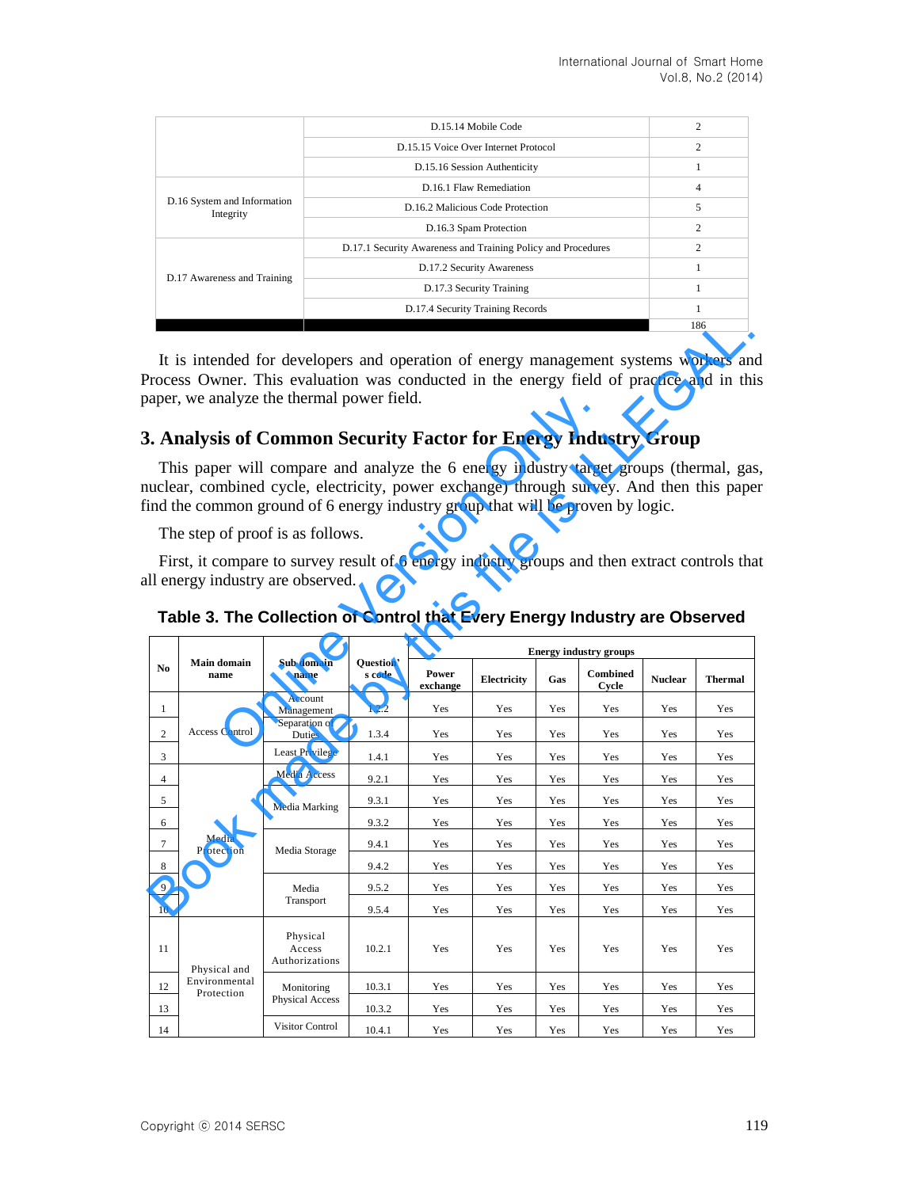| | | |
|---|---|---|
| | D.15.14 Mobile Code | 2 |
| | D.15.15 Voice Over Internet Protocol | 2 |
| | D.15.16 Session Authenticity | 1 |
| D.16 System and Information Integrity | D.16.1 Flaw Remediation | 4 |
| | D.16.2 Malicious Code Protection | 5 |
| | D.16.3 Spam Protection | 2 |
| D.17 Awareness and Training | D.17.1 Security Awareness and Training Policy and Procedures | 2 |
| | D.17.2 Security Awareness | 1 |
| | D.17.3 Security Training | 1 |
| | D.17.4 Security Training Records | 1 |
| | | 186 |

It is intended for developers and operation of energy management systems workers and Process Owner. This evaluation was conducted in the energy field of practice and in this paper, we analyze the thermal power field.

## 3. Analysis of Common Security Factor for Energy Industry Group

This paper will compare and analyze the 6 energy industry target groups (thermal, gas, nuclear, combined cycle, electricity, power exchange) through survey. And then this paper find the common ground of 6 energy industry group that will be proven by logic.

The step of proof is as follows.

First, it compare to survey result of 6 energy industry groups and then extract controls that all energy industry are observed.

**Table 3. The Collection of Control that Every Energy Industry are Observed**

| No | Main domain name | Sub domain name | Question's code | Energy industry groups | | | | | |
|---|---|---|---|---|---|---|---|---|---|
| | | | | Power exchange | Electricity | Gas | Combined Cycle | Nuclear | Thermal |
| 1 | Access Control | Account Management | 1.2.2 | Yes | Yes | Yes | Yes | Yes | Yes |
| 2 | | Separation of Duties | 1.3.4 | Yes | Yes | Yes | Yes | Yes | Yes |
| 3 | | Least Privilege | 1.4.1 | Yes | Yes | Yes | Yes | Yes | Yes |
| 4 | Media Protection | Media Access | 9.2.1 | Yes | Yes | Yes | Yes | Yes | Yes |
| 5 | | Media Marking | 9.3.1 | Yes | Yes | Yes | Yes | Yes | Yes |
| 6 | | | 9.3.2 | Yes | Yes | Yes | Yes | Yes | Yes |
| 7 | | Media Storage | 9.4.1 | Yes | Yes | Yes | Yes | Yes | Yes |
| 8 | | | 9.4.2 | Yes | Yes | Yes | Yes | Yes | Yes |
| 9 | | Media Transport | 9.5.2 | Yes | Yes | Yes | Yes | Yes | Yes |
| 10 | | | 9.5.4 | Yes | Yes | Yes | Yes | Yes | Yes |
| 11 | Physical and Environmental Protection | Physical Access Authorizations | 10.2.1 | Yes | Yes | Yes | Yes | Yes | Yes |
| 12 | | Monitoring Physical Access | 10.3.1 | Yes | Yes | Yes | Yes | Yes | Yes |
| 13 | | | 10.3.2 | Yes | Yes | Yes | Yes | Yes | Yes |
| 14 | | Visitor Control | 10.4.1 | Yes | Yes | Yes | Yes | Yes | Yes |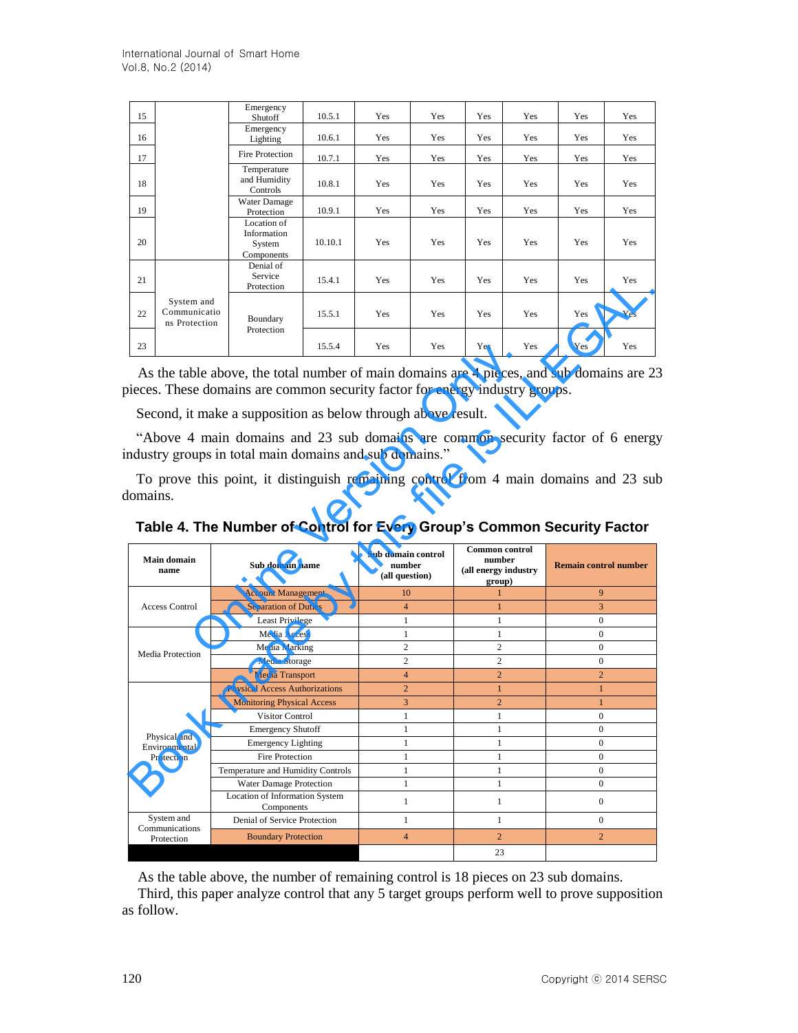| 15 | | Emergency Shutoff | 10.5.1 | Yes | Yes | Yes | Yes | Yes | Yes |
|---|---|---|---|---|---|---|---|---|---|
| 16 | | Emergency Lighting | 10.6.1 | Yes | Yes | Yes | Yes | Yes | Yes |
| 17 | | Fire Protection | 10.7.1 | Yes | Yes | Yes | Yes | Yes | Yes |
| 18 | | Temperature and Humidity Controls | 10.8.1 | Yes | Yes | Yes | Yes | Yes | Yes |
| 19 | | Water Damage Protection | 10.9.1 | Yes | Yes | Yes | Yes | Yes | Yes |
| 20 | | Location of Information System Components | 10.10.1 | Yes | Yes | Yes | Yes | Yes | Yes |
| 21 | System and Communications Protection | Denial of Service Protection | 15.4.1 | Yes | Yes | Yes | Yes | Yes | Yes |
| 22 | | Boundary Protection | 15.5.1 | Yes | Yes | Yes | Yes | Yes | Yes |
| 23 | | | 15.5.4 | Yes | Yes | Yes | Yes | Yes | Yes |

As the table above, the total number of main domains are 4 pieces, and sub domains are 23 pieces. These domains are common security factor for energy industry groups.

Second, it make a supposition as below through above result.

"Above 4 main domains and 23 sub domains are common security factor of 6 energy industry groups in total main domains and sub domains."

To prove this point, it distinguish remaining control from 4 main domains and 23 sub domains.

**Table 4. The Number of Control for Every Group's Common Security Factor**

| Main domain name | Sub domain name | Sub domain control number (all question) | Common control number (all energy industry group) | Remain control number |
|---|---|---|---|---|
| Access Control | Account Management | 10 | 1 | 9 |
| | Separation of Duties | 4 | 1 | 3 |
| | Least Privilege | 1 | 1 | 0 |
| Media Protection | Media Access | 1 | 1 | 0 |
| | Media Marking | 2 | 2 | 0 |
| | Media Storage | 2 | 2 | 0 |
| | Media Transport | 4 | 2 | 2 |
| Physical and Environmental Protection | Physical Access Authorizations | 2 | 1 | 1 |
| | Monitoring Physical Access | 3 | 2 | 1 |
| | Visitor Control | 1 | 1 | 0 |
| | Emergency Shutoff | 1 | 1 | 0 |
| | Emergency Lighting | 1 | 1 | 0 |
| | Fire Protection | 1 | 1 | 0 |
| | Temperature and Humidity Controls | 1 | 1 | 0 |
| | Water Damage Protection | 1 | 1 | 0 |
| | Location of Information System Components | 1 | 1 | 0 |
| System and Communications Protection | Denial of Service Protection | 1 | 1 | 0 |
| | Boundary Protection | 4 | 2 | 2 |
| | | | 23 | |

As the table above, the number of remaining control is 18 pieces on 23 sub domains.

Third, this paper analyze control that any 5 target groups perform well to prove supposition as follow.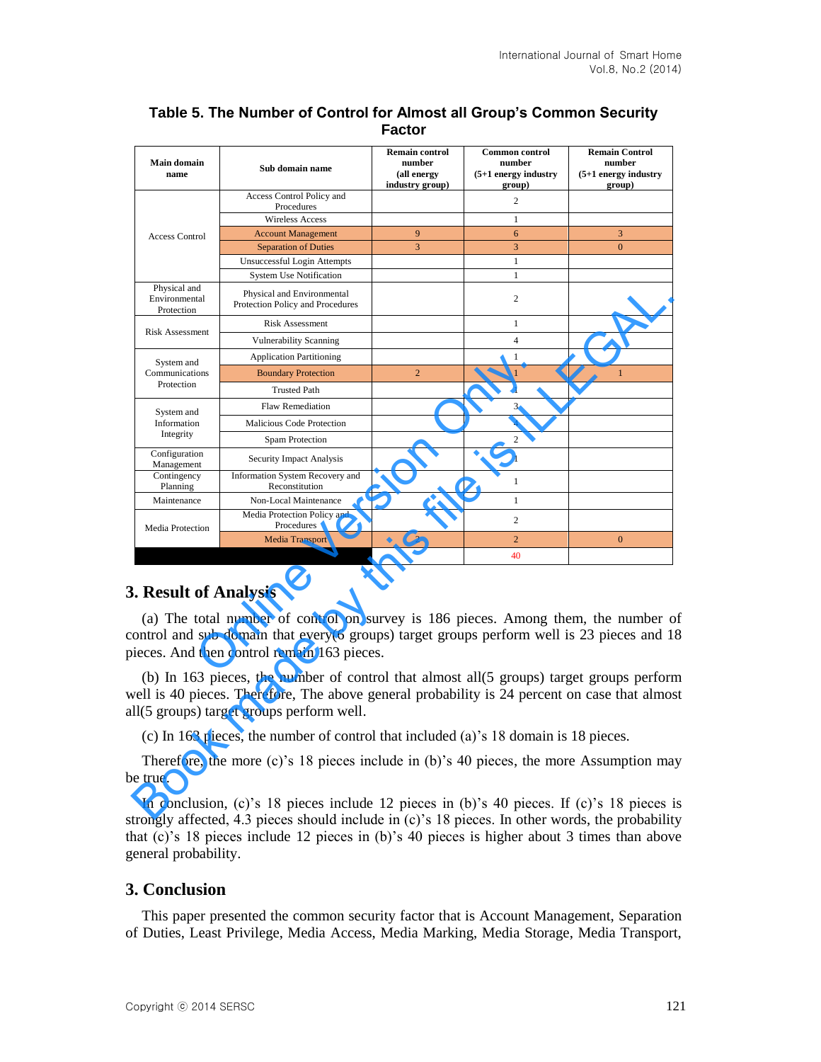**Table 5. The Number of Control for Almost all Group's Common Security Factor**

| Main domain name | Sub domain name | Remain control number (all energy industry group) | Common control number (5+1 energy industry group) | Remain Control number (5+1 energy industry group) |
|---|---|---|---|---|
| Access Control | Access Control Policy and Procedures | | 2 | |
| | Wireless Access | | 1 | |
| | Account Management | 9 | 6 | 3 |
| | Separation of Duties | 3 | 3 | 0 |
| | Unsuccessful Login Attempts | | 1 | |
| | System Use Notification | | 1 | |
| Physical and Environmental Protection | Physical and Environmental Protection Policy and Procedures | | 2 | |
| Risk Assessment | Risk Assessment | | 1 | |
| | Vulnerability Scanning | | 4 | |
| System and Communications Protection | Application Partitioning | | 1 | |
| | Boundary Protection | 2 | 1 | 1 |
| | Trusted Path | | 1 | |
| System and Information Integrity | Flaw Remediation | | 3 | |
| | Malicious Code Protection | | 4 | |
| | Spam Protection | | 2 | |
| Configuration Management | Security Impact Analysis | | 1 | |
| Contingency Planning | Information System Recovery and Reconstitution | | 1 | |
| Maintenance | Non-Local Maintenance | | 1 | |
| Media Protection | Media Protection Policy and Procedures | | 2 | |
| | Media Transport | 2 | 2 | 0 |
| | | | 40 | |

## 3. Result of Analysis

(a) The total number of control on survey is 186 pieces. Among them, the number of control and sub-domain that every(6 groups) target groups perform well is 23 pieces and 18 pieces. And then control remain 163 pieces.

(b) In 163 pieces, the number of control that almost all(5 groups) target groups perform well is 40 pieces. Therefore, The above general probability is 24 percent on case that almost all(5 groups) target groups perform well.

(c) In 163 pieces, the number of control that included (a)'s 18 domain is 18 pieces.

Therefore, the more (c)'s 18 pieces include in (b)'s 40 pieces, the more Assumption may be true.

In conclusion, (c)'s 18 pieces include 12 pieces in (b)'s 40 pieces. If (c)'s 18 pieces is strongly affected, 4.3 pieces should include in (c)'s 18 pieces. In other words, the probability that (c)'s 18 pieces include 12 pieces in (b)'s 40 pieces is higher about 3 times than above general probability.

## 3. Conclusion

This paper presented the common security factor that is Account Management, Separation of Duties, Least Privilege, Media Access, Media Marking, Media Storage, Media Transport,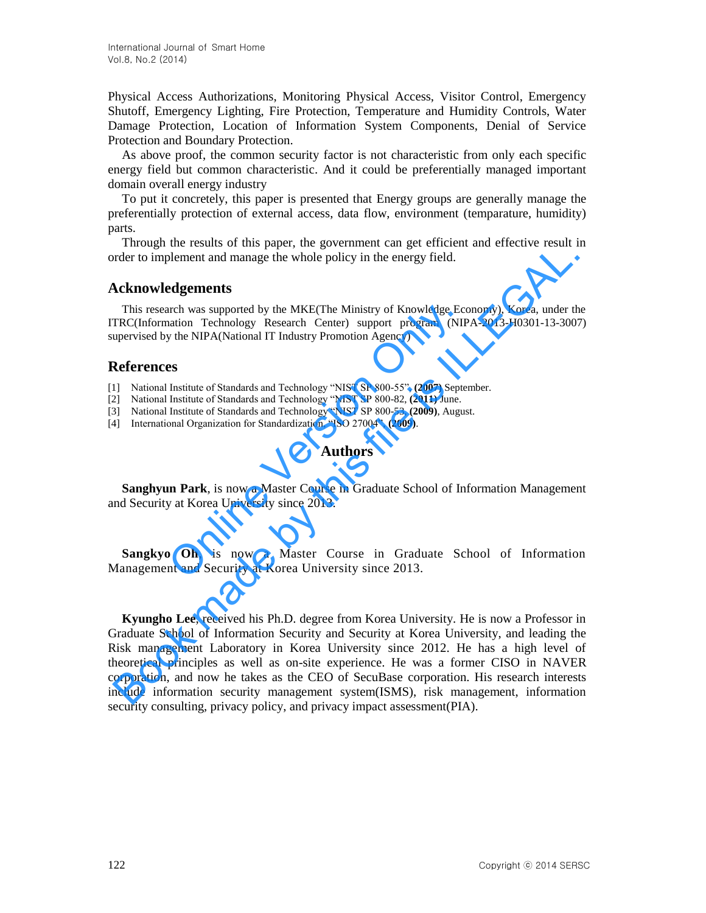Physical Access Authorizations, Monitoring Physical Access, Visitor Control, Emergency Shutoff, Emergency Lighting, Fire Protection, Temperature and Humidity Controls, Water Damage Protection, Location of Information System Components, Denial of Service Protection and Boundary Protection.

As above proof, the common security factor is not characteristic from only each specific energy field but common characteristic. And it could be preferentially managed important domain overall energy industry

To put it concretely, this paper is presented that Energy groups are generally manage the preferentially protection of external access, data flow, environment (temparature, humidity) parts.

Through the results of this paper, the government can get efficient and effective result in order to implement and manage the whole policy in the energy field.

## Acknowledgements

This research was supported by the MKE(The Ministry of Knowledge Economy), Korea, under the ITRC(Information Technology Research Center) support program (NIPA-2013-H0301-13-3007) supervised by the NIPA(National IT Industry Promotion Agency)

## References

[1] National Institute of Standards and Technology "NIST SP 800-55", **(2007)** September.
[2] National Institute of Standards and Technology "NIST SP 800-82, **(2011)** June.
[3] National Institute of Standards and Technology "NIST SP 800-53, **(2009)**, August.
[4] International Organization for Standardization, "ISO 27004", **(2009)**.

## Authors

**Sanghyun Park**, is now a Master Course in Graduate School of Information Management and Security at Korea University since 2013.

**Sangkyo Oh**, is now a Master Course in Graduate School of Information Management and Security at Korea University since 2013.

**Kyungho Lee**, received his Ph.D. degree from Korea University. He is now a Professor in Graduate School of Information Security and Security at Korea University, and leading the Risk management Laboratory in Korea University since 2012. He has a high level of theoretical principles as well as on-site experience. He was a former CISO in NAVER corporation, and now he takes as the CEO of SecuBase corporation. His research interests include information security management system(ISMS), risk management, information security consulting, privacy policy, and privacy impact assessment(PIA).